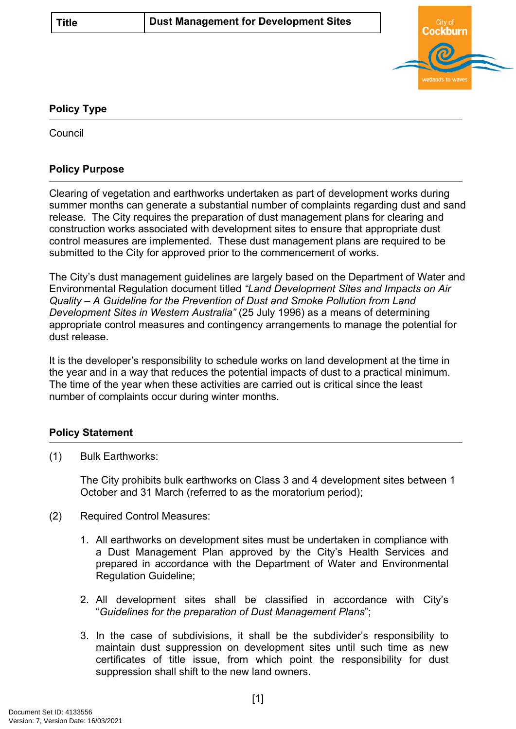| Title | Dust Management for Development Sites |
| --- | --- |

## Policy Type

Council

## Policy Purpose

Clearing of vegetation and earthworks undertaken as part of development works during summer months can generate a substantial number of complaints regarding dust and sand release. The City requires the preparation of dust management plans for clearing and construction works associated with development sites to ensure that appropriate dust control measures are implemented. These dust management plans are required to be submitted to the City for approved prior to the commencement of works.

The City's dust management guidelines are largely based on the Department of Water and Environmental Regulation document titled *"Land Development Sites and Impacts on Air Quality – A Guideline for the Prevention of Dust and Smoke Pollution from Land Development Sites in Western Australia"* (25 July 1996) as a means of determining appropriate control measures and contingency arrangements to manage the potential for dust release.

It is the developer's responsibility to schedule works on land development at the time in the year and in a way that reduces the potential impacts of dust to a practical minimum. The time of the year when these activities are carried out is critical since the least number of complaints occur during winter months.

## Policy Statement

(1) Bulk Earthworks:

The City prohibits bulk earthworks on Class 3 and 4 development sites between 1 October and 31 March (referred to as the moratorium period);

(2) Required Control Measures:

1. All earthworks on development sites must be undertaken in compliance with a Dust Management Plan approved by the City's Health Services and prepared in accordance with the Department of Water and Environmental Regulation Guideline;

2. All development sites shall be classified in accordance with City's "*Guidelines for the preparation of Dust Management Plans*";

3. In the case of subdivisions, it shall be the subdivider's responsibility to maintain dust suppression on development sites until such time as new certificates of title issue, from which point the responsibility for dust suppression shall shift to the new land owners.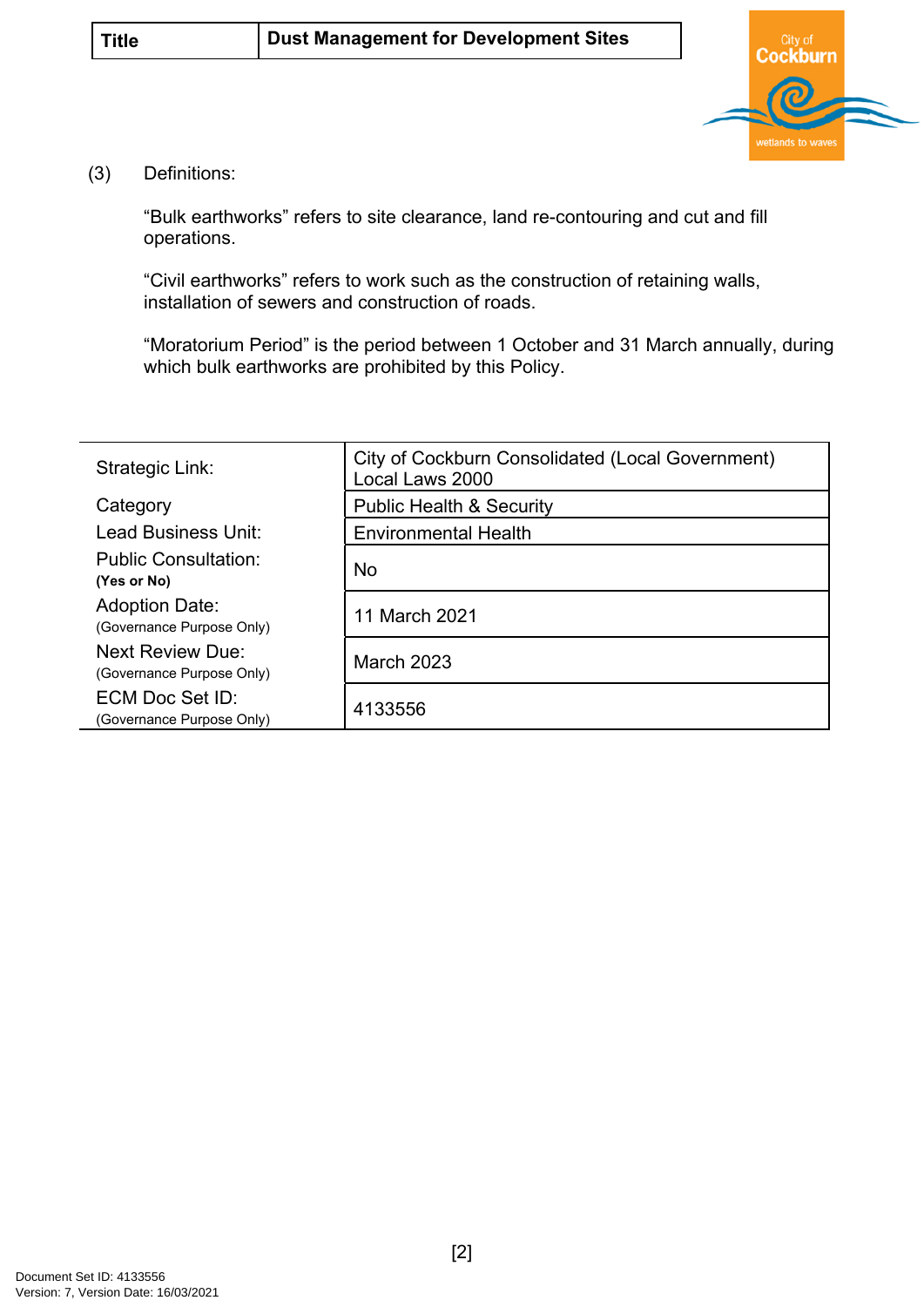(3) Definitions:

"Bulk earthworks" refers to site clearance, land re-contouring and cut and fill operations.

"Civil earthworks" refers to work such as the construction of retaining walls, installation of sewers and construction of roads.

"Moratorium Period" is the period between 1 October and 31 March annually, during which bulk earthworks are prohibited by this Policy.

| | |
|---|---|
| Strategic Link: | City of Cockburn Consolidated (Local Government) Local Laws 2000 |
| Category | Public Health & Security |
| Lead Business Unit: | Environmental Health |
| Public Consultation: **(Yes or No)** | No |
| Adoption Date: (Governance Purpose Only) | 11 March 2021 |
| Next Review Due: (Governance Purpose Only) | March 2023 |
| ECM Doc Set ID: (Governance Purpose Only) | 4133556 |